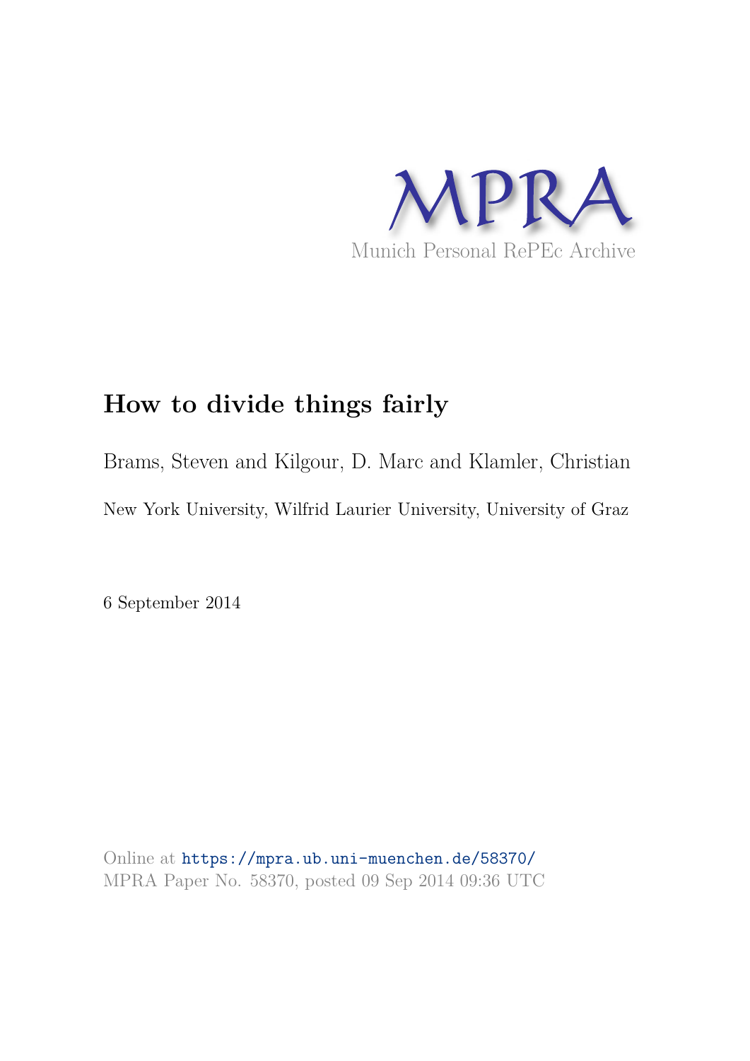MPRA

Munich Personal RePEc Archive

# How to divide things fairly

Brams, Steven and Kilgour, D. Marc and Klamler, Christian

New York University, Wilfrid Laurier University, University of Graz

6 September 2014

Online at https://mpra.ub.uni-muenchen.de/58370/
MPRA Paper No. 58370, posted 09 Sep 2014 09:36 UTC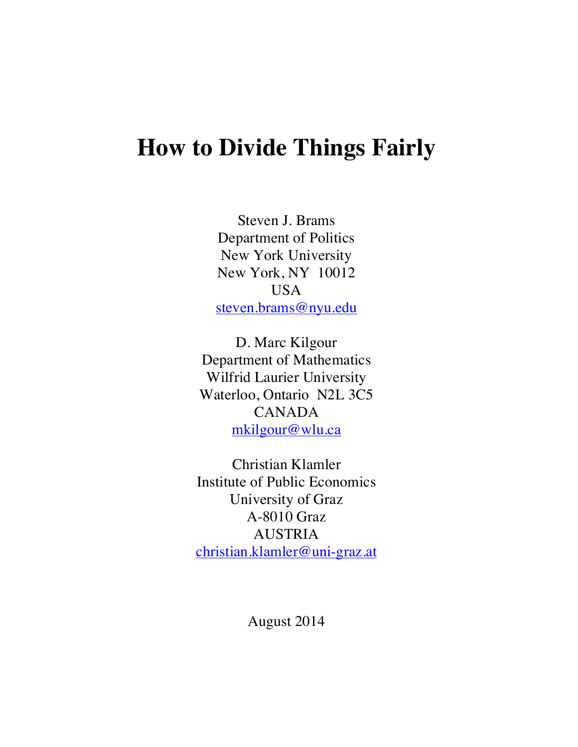# How to Divide Things Fairly

Steven J. Brams
Department of Politics
New York University
New York, NY 10012
USA
steven.brams@nyu.edu

D. Marc Kilgour
Department of Mathematics
Wilfrid Laurier University
Waterloo, Ontario N2L 3C5
CANADA
mkilgour@wlu.ca

Christian Klamler
Institute of Public Economics
University of Graz
A-8010 Graz
AUSTRIA
christian.klamler@uni-graz.at

August 2014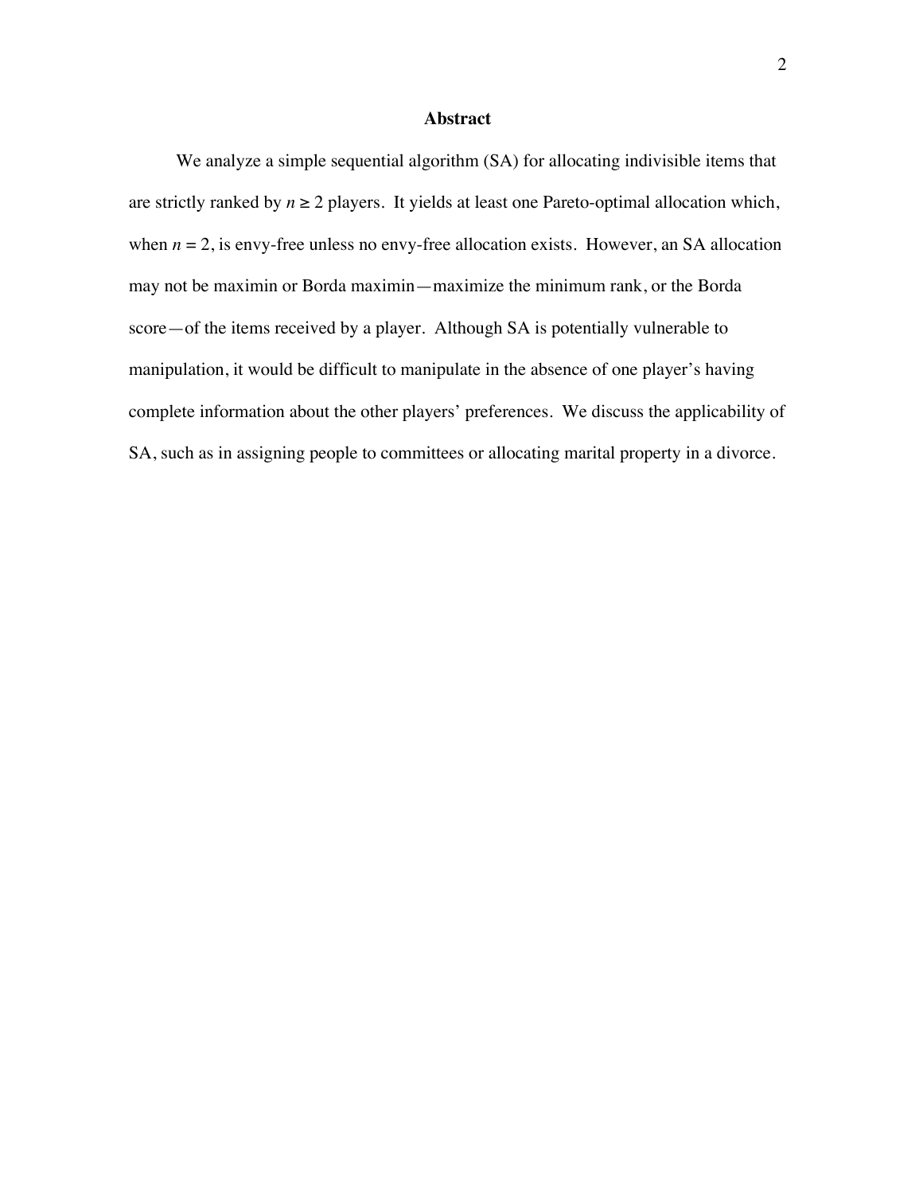## Abstract

We analyze a simple sequential algorithm (SA) for allocating indivisible items that are strictly ranked by $n \geq 2$ players. It yields at least one Pareto-optimal allocation which, when $n = 2$, is envy-free unless no envy-free allocation exists. However, an SA allocation may not be maximin or Borda maximin—maximize the minimum rank, or the Borda score—of the items received by a player. Although SA is potentially vulnerable to manipulation, it would be difficult to manipulate in the absence of one player's having complete information about the other players' preferences. We discuss the applicability of SA, such as in assigning people to committees or allocating marital property in a divorce.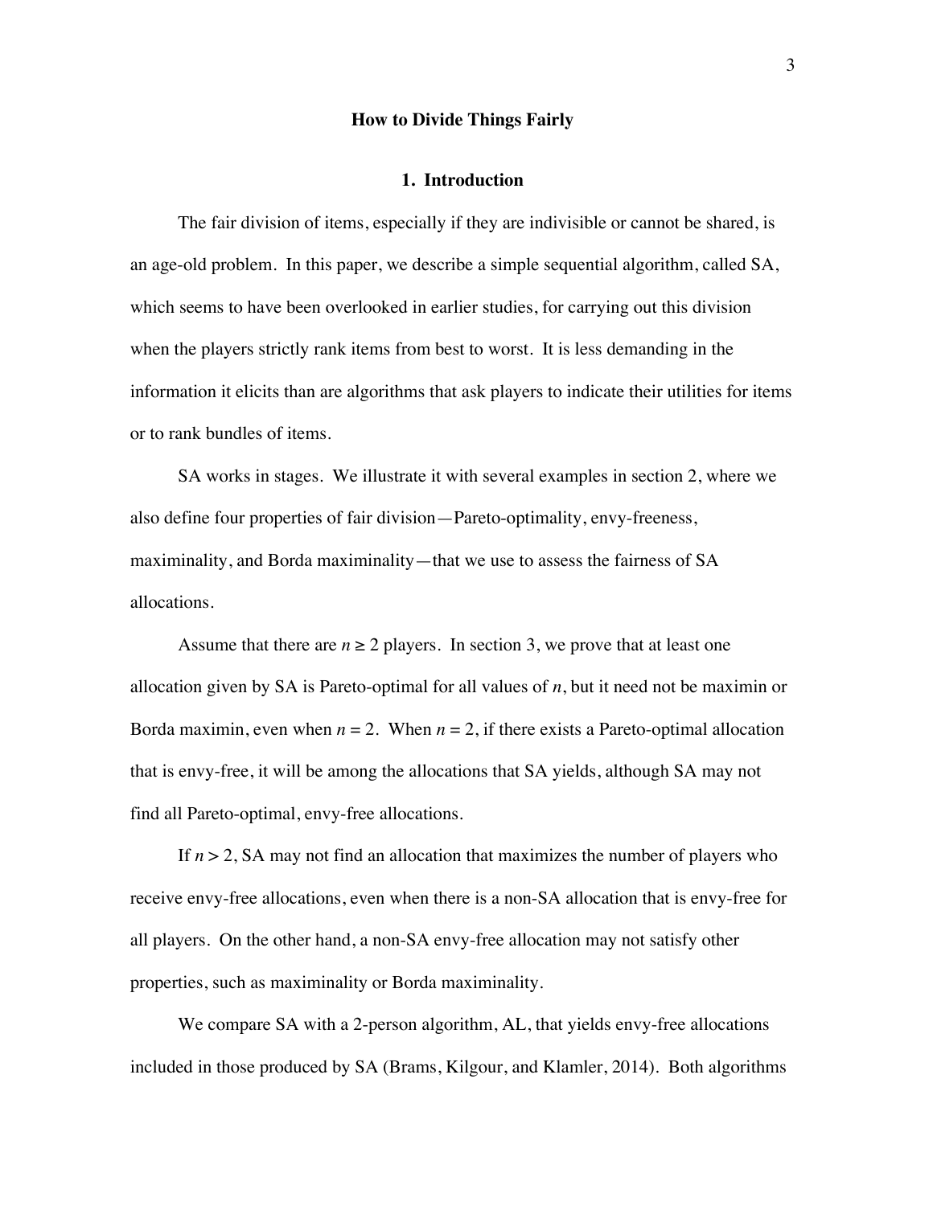# How to Divide Things Fairly

## 1. Introduction

The fair division of items, especially if they are indivisible or cannot be shared, is an age-old problem. In this paper, we describe a simple sequential algorithm, called SA, which seems to have been overlooked in earlier studies, for carrying out this division when the players strictly rank items from best to worst. It is less demanding in the information it elicits than are algorithms that ask players to indicate their utilities for items or to rank bundles of items.

SA works in stages. We illustrate it with several examples in section 2, where we also define four properties of fair division—Pareto-optimality, envy-freeness, maximinality, and Borda maximinality—that we use to assess the fairness of SA allocations.

Assume that there are $n \geq 2$ players. In section 3, we prove that at least one allocation given by SA is Pareto-optimal for all values of $n$, but it need not be maximin or Borda maximin, even when $n = 2$. When $n = 2$, if there exists a Pareto-optimal allocation that is envy-free, it will be among the allocations that SA yields, although SA may not find all Pareto-optimal, envy-free allocations.

If $n > 2$, SA may not find an allocation that maximizes the number of players who receive envy-free allocations, even when there is a non-SA allocation that is envy-free for all players. On the other hand, a non-SA envy-free allocation may not satisfy other properties, such as maximinality or Borda maximinality.

We compare SA with a 2-person algorithm, AL, that yields envy-free allocations included in those produced by SA (Brams, Kilgour, and Klamler, 2014). Both algorithms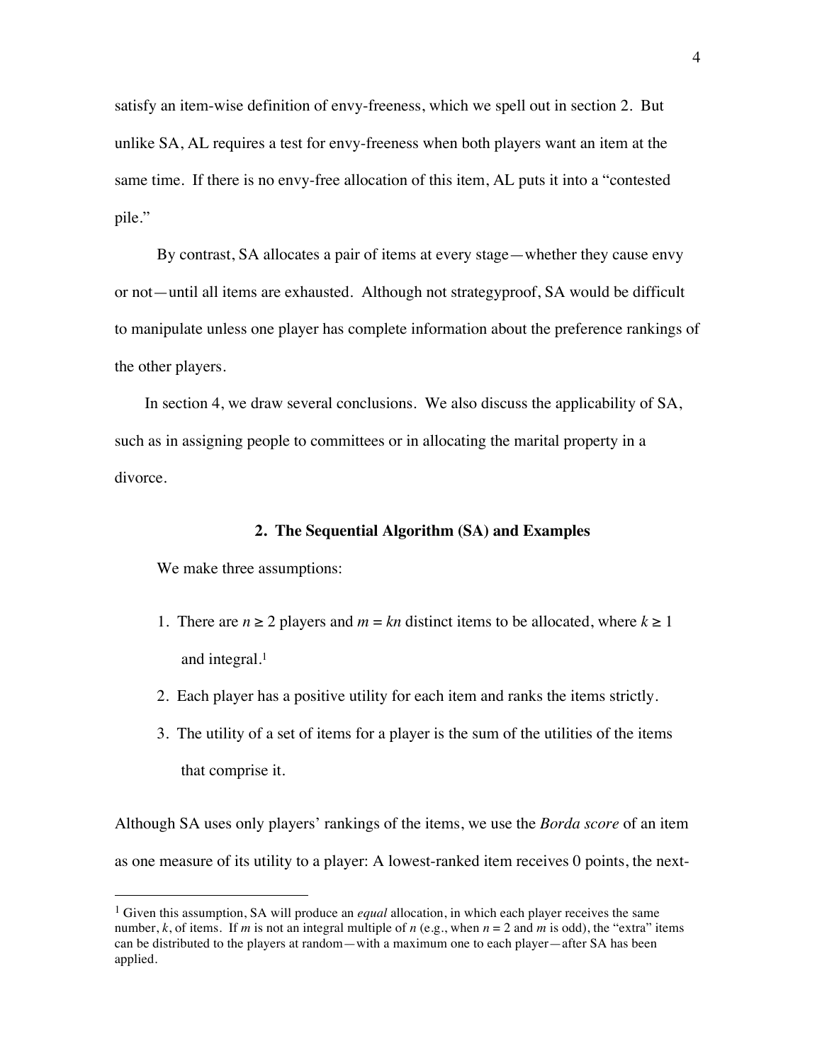satisfy an item-wise definition of envy-freeness, which we spell out in section 2. But unlike SA, AL requires a test for envy-freeness when both players want an item at the same time. If there is no envy-free allocation of this item, AL puts it into a "contested pile."

By contrast, SA allocates a pair of items at every stage—whether they cause envy or not—until all items are exhausted. Although not strategyproof, SA would be difficult to manipulate unless one player has complete information about the preference rankings of the other players.

In section 4, we draw several conclusions. We also discuss the applicability of SA, such as in assigning people to committees or in allocating the marital property in a divorce.

## 2. The Sequential Algorithm (SA) and Examples

We make three assumptions:

1. There are $n \geq 2$ players and $m = kn$ distinct items to be allocated, where $k \geq 1$ and integral.[1]
2. Each player has a positive utility for each item and ranks the items strictly.
3. The utility of a set of items for a player is the sum of the utilities of the items that comprise it.

Although SA uses only players' rankings of the items, we use the *Borda score* of an item as one measure of its utility to a player: A lowest-ranked item receives 0 points, the next-

---

[1] Given this assumption, SA will produce an *equal* allocation, in which each player receives the same number, $k$, of items. If $m$ is not an integral multiple of $n$ (e.g., when $n = 2$ and $m$ is odd), the "extra" items can be distributed to the players at random—with a maximum one to each player—after SA has been applied.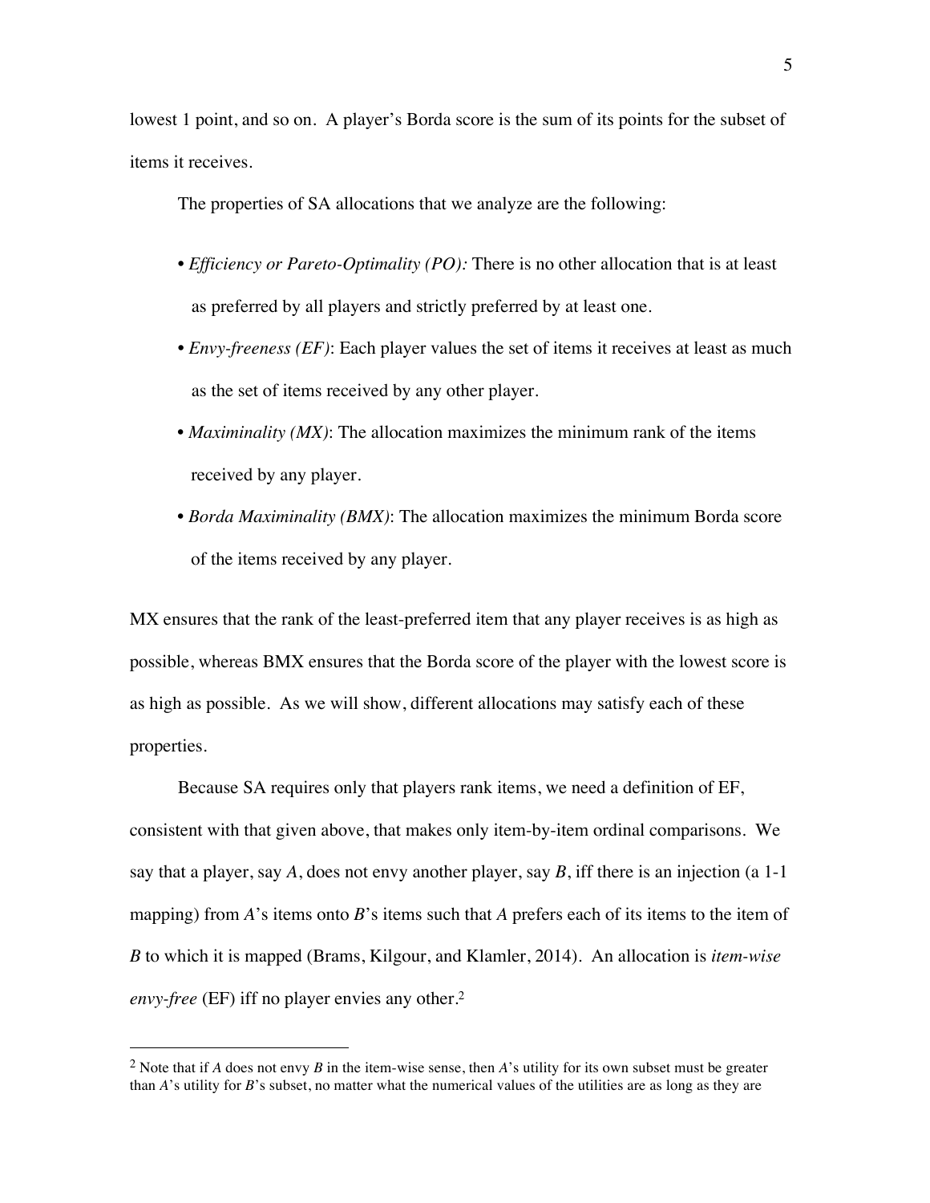lowest 1 point, and so on. A player's Borda score is the sum of its points for the subset of items it receives.

The properties of SA allocations that we analyze are the following:

- *Efficiency or Pareto-Optimality (PO):* There is no other allocation that is at least as preferred by all players and strictly preferred by at least one.
- *Envy-freeness (EF)*: Each player values the set of items it receives at least as much as the set of items received by any other player.
- *Maximinality (MX)*: The allocation maximizes the minimum rank of the items received by any player.
- *Borda Maximinality (BMX)*: The allocation maximizes the minimum Borda score of the items received by any player.

MX ensures that the rank of the least-preferred item that any player receives is as high as possible, whereas BMX ensures that the Borda score of the player with the lowest score is as high as possible. As we will show, different allocations may satisfy each of these properties.

Because SA requires only that players rank items, we need a definition of EF, consistent with that given above, that makes only item-by-item ordinal comparisons. We say that a player, say *A*, does not envy another player, say *B*, iff there is an injection (a 1-1 mapping) from *A*'s items onto *B*'s items such that *A* prefers each of its items to the item of *B* to which it is mapped (Brams, Kilgour, and Klamler, 2014). An allocation is *item-wise envy-free* (EF) iff no player envies any other.[2]

---

[2] Note that if *A* does not envy *B* in the item-wise sense, then *A*'s utility for its own subset must be greater than *A*'s utility for *B*'s subset, no matter what the numerical values of the utilities are as long as they are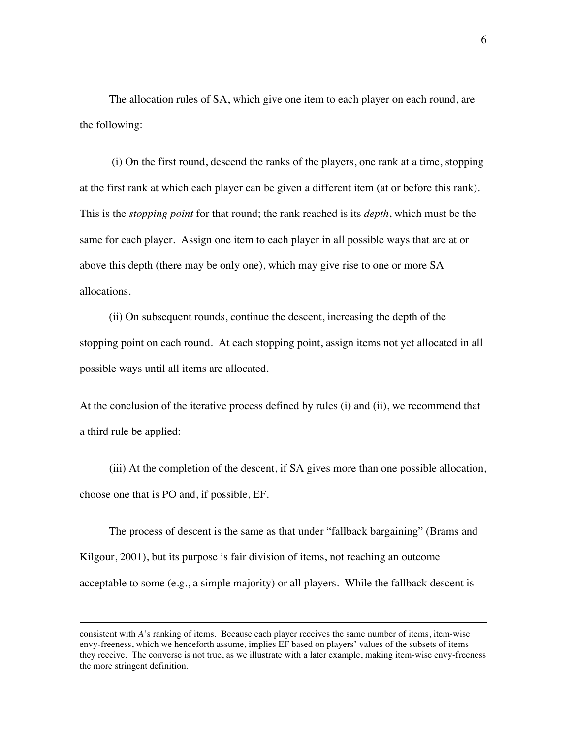The allocation rules of SA, which give one item to each player on each round, are the following:

(i) On the first round, descend the ranks of the players, one rank at a time, stopping at the first rank at which each player can be given a different item (at or before this rank). This is the *stopping point* for that round; the rank reached is its *depth*, which must be the same for each player. Assign one item to each player in all possible ways that are at or above this depth (there may be only one), which may give rise to one or more SA allocations.

(ii) On subsequent rounds, continue the descent, increasing the depth of the stopping point on each round. At each stopping point, assign items not yet allocated in all possible ways until all items are allocated.

At the conclusion of the iterative process defined by rules (i) and (ii), we recommend that a third rule be applied:

(iii) At the completion of the descent, if SA gives more than one possible allocation, choose one that is PO and, if possible, EF.

The process of descent is the same as that under "fallback bargaining" (Brams and Kilgour, 2001), but its purpose is fair division of items, not reaching an outcome acceptable to some (e.g., a simple majority) or all players. While the fallback descent is

---

consistent with *A*'s ranking of items. Because each player receives the same number of items, item-wise envy-freeness, which we henceforth assume, implies EF based on players' values of the subsets of items they receive. The converse is not true, as we illustrate with a later example, making item-wise envy-freeness the more stringent definition.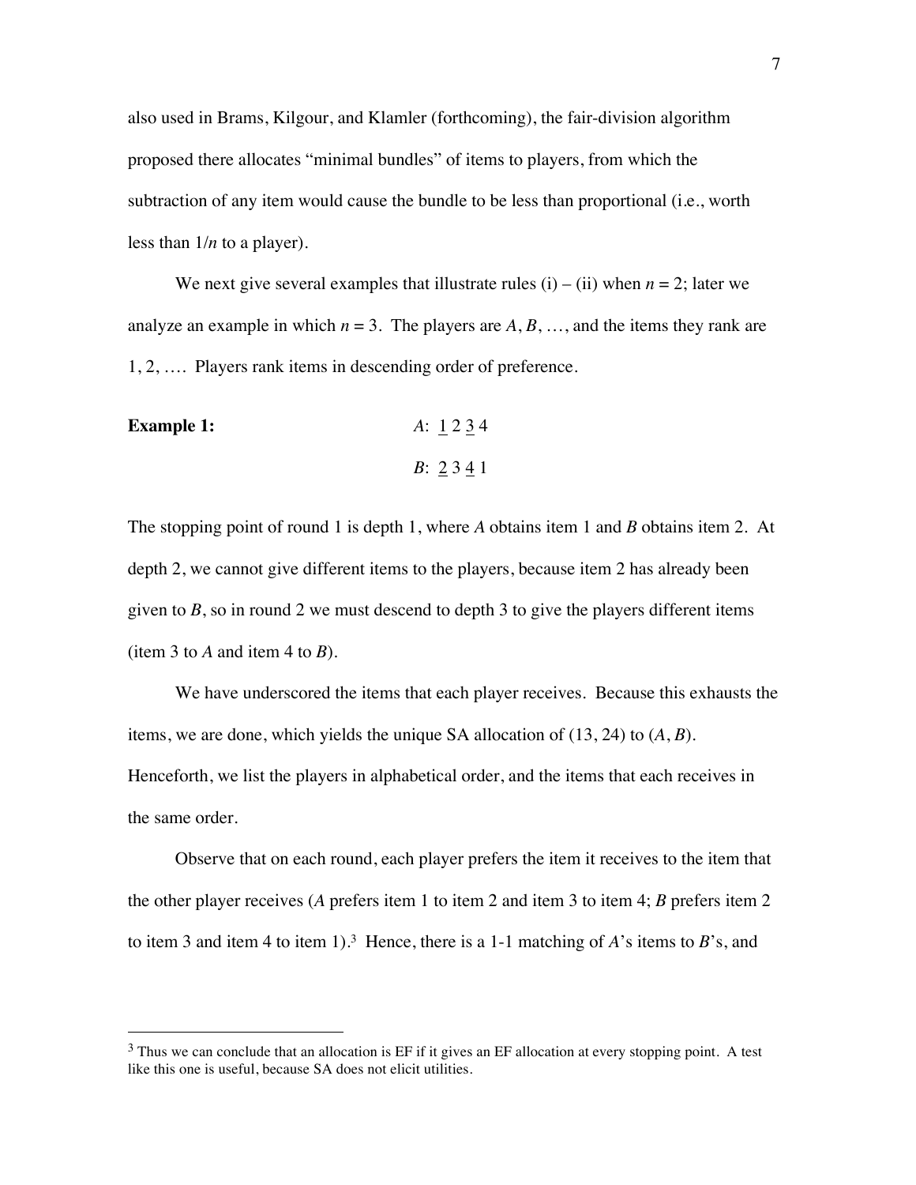also used in Brams, Kilgour, and Klamler (forthcoming), the fair-division algorithm proposed there allocates "minimal bundles" of items to players, from which the subtraction of any item would cause the bundle to be less than proportional (i.e., worth less than $1/n$ to a player).

We next give several examples that illustrate rules (i) – (ii) when $n = 2$; later we analyze an example in which $n = 3$. The players are $A$, $B$, …, and the items they rank are 1, 2, …. Players rank items in descending order of preference.

**Example 1:**

$A$: $\underline{1}$ 2 $\underline{3}$ 4

$B$: $\underline{2}$ 3 $\underline{4}$ 1

The stopping point of round 1 is depth 1, where $A$ obtains item 1 and $B$ obtains item 2. At depth 2, we cannot give different items to the players, because item 2 has already been given to $B$, so in round 2 we must descend to depth 3 to give the players different items (item 3 to $A$ and item 4 to $B$).

We have underscored the items that each player receives. Because this exhausts the items, we are done, which yields the unique SA allocation of (13, 24) to ($A$, $B$). Henceforth, we list the players in alphabetical order, and the items that each receives in the same order.

Observe that on each round, each player prefers the item it receives to the item that the other player receives ($A$ prefers item 1 to item 2 and item 3 to item 4; $B$ prefers item 2 to item 3 and item 4 to item 1).[3] Hence, there is a 1-1 matching of $A$'s items to $B$'s, and

[3] Thus we can conclude that an allocation is EF if it gives an EF allocation at every stopping point. A test like this one is useful, because SA does not elicit utilities.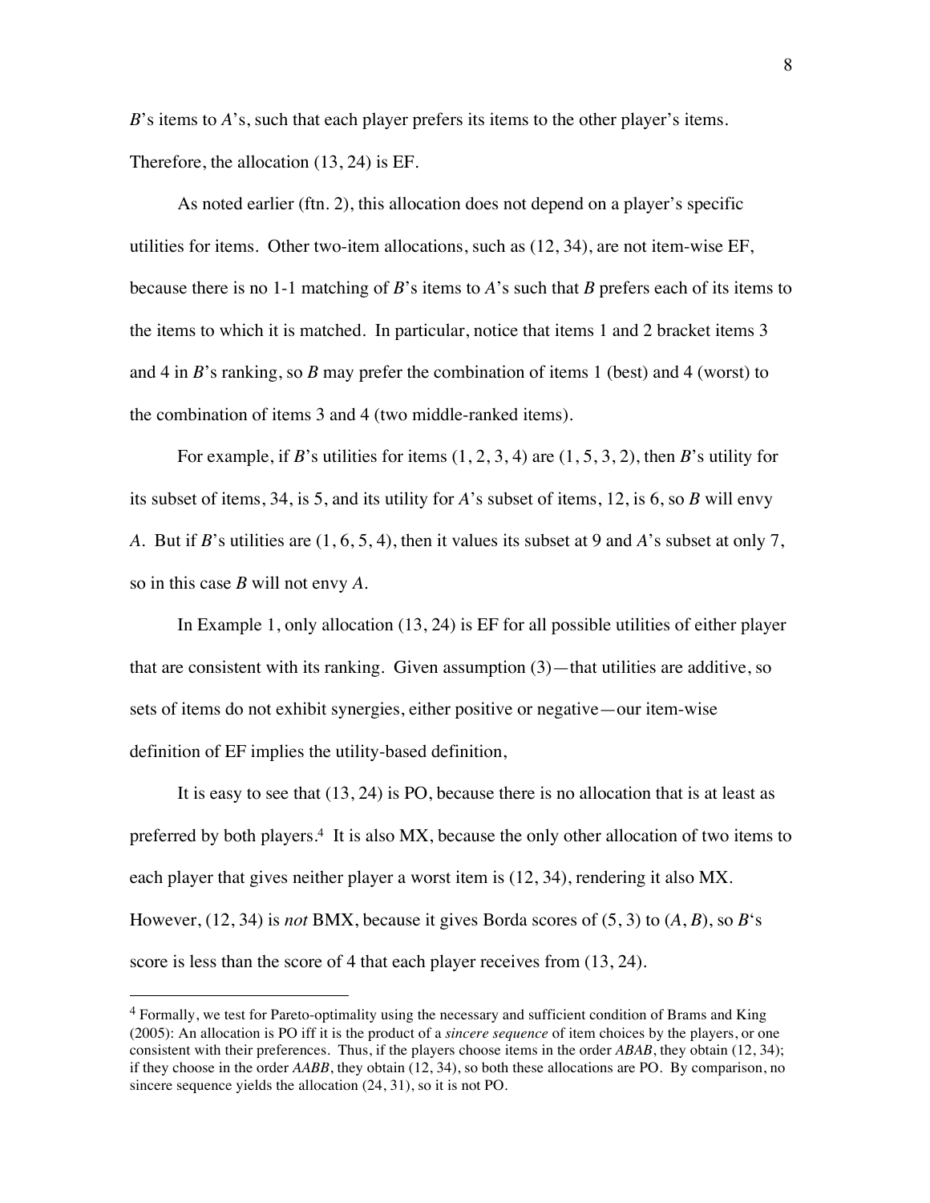*B*'s items to *A*'s, such that each player prefers its items to the other player's items. Therefore, the allocation (13, 24) is EF.

As noted earlier (ftn. 2), this allocation does not depend on a player's specific utilities for items. Other two-item allocations, such as (12, 34), are not item-wise EF, because there is no 1-1 matching of *B*'s items to *A*'s such that *B* prefers each of its items to the items to which it is matched. In particular, notice that items 1 and 2 bracket items 3 and 4 in *B*'s ranking, so *B* may prefer the combination of items 1 (best) and 4 (worst) to the combination of items 3 and 4 (two middle-ranked items).

For example, if *B*'s utilities for items (1, 2, 3, 4) are (1, 5, 3, 2), then *B*'s utility for its subset of items, 34, is 5, and its utility for *A*'s subset of items, 12, is 6, so *B* will envy *A*. But if *B*'s utilities are (1, 6, 5, 4), then it values its subset at 9 and *A*'s subset at only 7, so in this case *B* will not envy *A*.

In Example 1, only allocation (13, 24) is EF for all possible utilities of either player that are consistent with its ranking. Given assumption (3)—that utilities are additive, so sets of items do not exhibit synergies, either positive or negative—our item-wise definition of EF implies the utility-based definition,

It is easy to see that (13, 24) is PO, because there is no allocation that is at least as preferred by both players.[4] It is also MX, because the only other allocation of two items to each player that gives neither player a worst item is (12, 34), rendering it also MX. However, (12, 34) is *not* BMX, because it gives Borda scores of (5, 3) to (*A*, *B*), so *B*'s score is less than the score of 4 that each player receives from (13, 24).

---

[4] Formally, we test for Pareto-optimality using the necessary and sufficient condition of Brams and King (2005): An allocation is PO iff it is the product of a *sincere sequence* of item choices by the players, or one consistent with their preferences. Thus, if the players choose items in the order *ABAB*, they obtain (12, 34); if they choose in the order *AABB*, they obtain (12, 34), so both these allocations are PO. By comparison, no sincere sequence yields the allocation (24, 31), so it is not PO.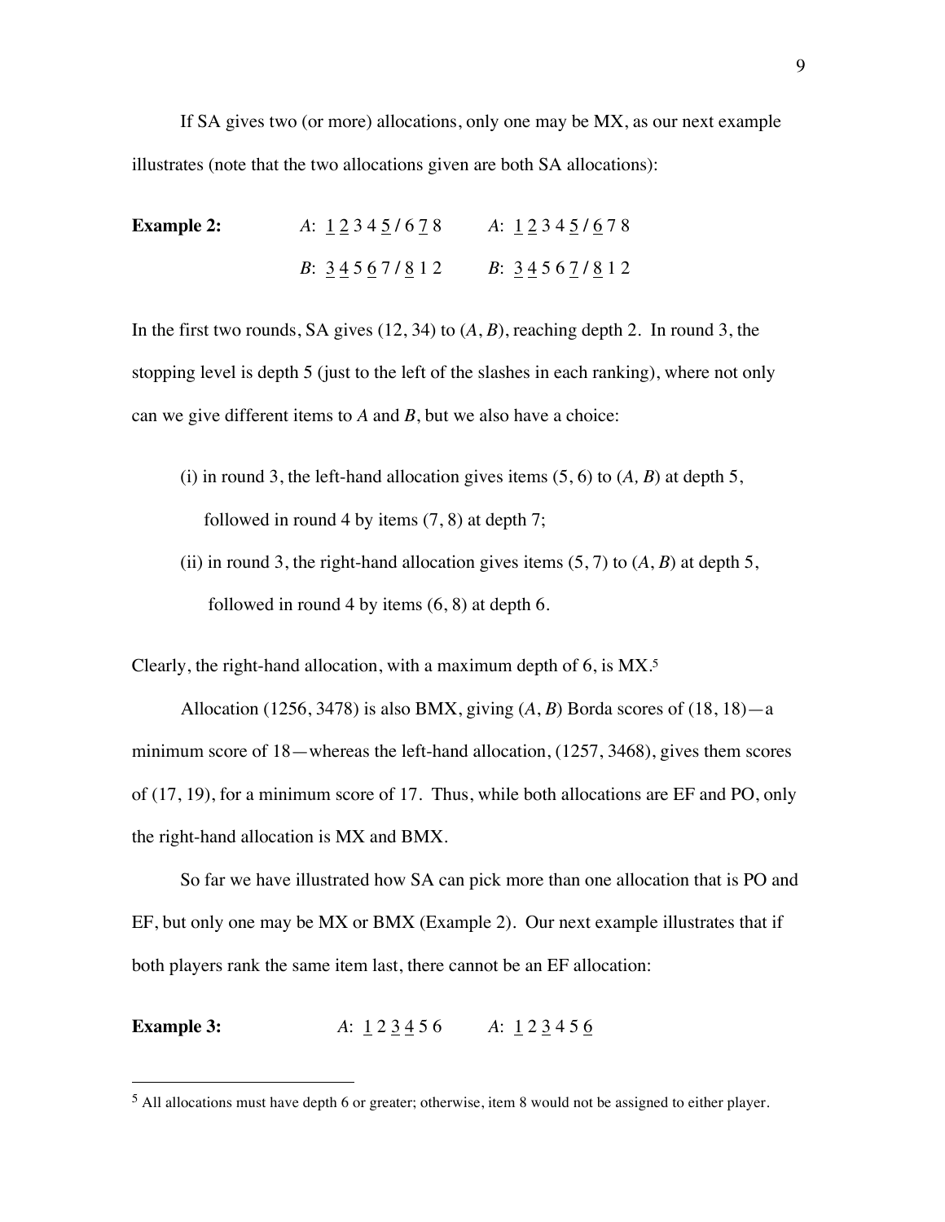If SA gives two (or more) allocations, only one may be MX, as our next example illustrates (note that the two allocations given are both SA allocations):

**Example 2:** *A*: <u>1</u> <u>2</u> 3 4 <u>5</u> **/** 6 <u>7</u> 8   *A*: <u>1</u> <u>2</u> 3 4 <u>5</u> **/** <u>6</u> 7 8

*B*: <u>3</u> <u>4</u> 5 <u>6</u> 7 **/** <u>8</u> 1 2   *B*: <u>3</u> <u>4</u> 5 6 <u>7</u> **/** <u>8</u> 1 2

In the first two rounds, SA gives (12, 34) to (*A*, *B*), reaching depth 2. In round 3, the stopping level is depth 5 (just to the left of the slashes in each ranking), where not only can we give different items to *A* and *B*, but we also have a choice:

(i) in round 3, the left-hand allocation gives items (5, 6) to (*A, B*) at depth 5, followed in round 4 by items (7, 8) at depth 7;

(ii) in round 3, the right-hand allocation gives items (5, 7) to (*A*, *B*) at depth 5, followed in round 4 by items (6, 8) at depth 6.

Clearly, the right-hand allocation, with a maximum depth of 6, is MX.[5]

Allocation (1256, 3478) is also BMX, giving (*A*, *B*) Borda scores of (18, 18)—a minimum score of 18—whereas the left-hand allocation, (1257, 3468), gives them scores of (17, 19), for a minimum score of 17. Thus, while both allocations are EF and PO, only the right-hand allocation is MX and BMX.

So far we have illustrated how SA can pick more than one allocation that is PO and EF, but only one may be MX or BMX (Example 2). Our next example illustrates that if both players rank the same item last, there cannot be an EF allocation:

**Example 3:** *A*: <u>1</u> 2 <u>3</u> <u>4</u> 5 6   *A*: <u>1</u> 2 <u>3</u> 4 5 <u>6</u>

[5] All allocations must have depth 6 or greater; otherwise, item 8 would not be assigned to either player.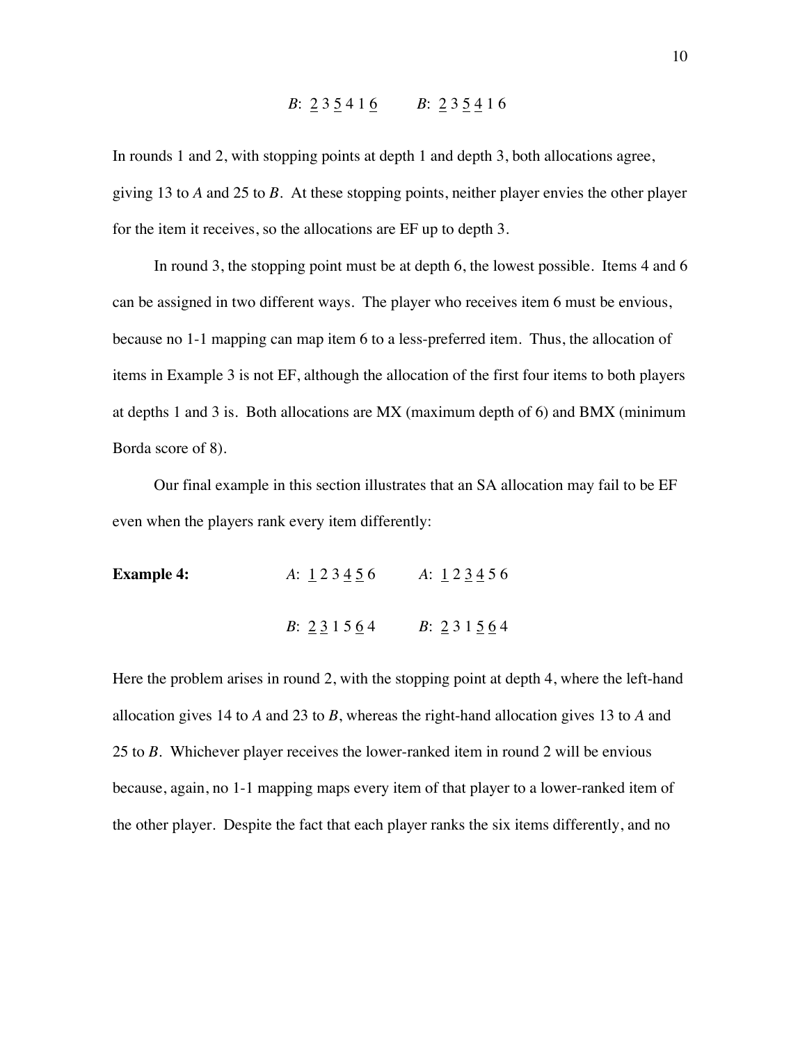*B*: <u>2</u> 3 <u>5</u> 4 1 <u>6</u>        *B*: <u>2</u> 3 <u>5</u> <u>4</u> 1 6

In rounds 1 and 2, with stopping points at depth 1 and depth 3, both allocations agree, giving 13 to *A* and 25 to *B*. At these stopping points, neither player envies the other player for the item it receives, so the allocations are EF up to depth 3.

In round 3, the stopping point must be at depth 6, the lowest possible. Items 4 and 6 can be assigned in two different ways. The player who receives item 6 must be envious, because no 1-1 mapping can map item 6 to a less-preferred item. Thus, the allocation of items in Example 3 is not EF, although the allocation of the first four items to both players at depths 1 and 3 is. Both allocations are MX (maximum depth of 6) and BMX (minimum Borda score of 8).

Our final example in this section illustrates that an SA allocation may fail to be EF even when the players rank every item differently:

**Example 4:**        *A*: <u>1</u> 2 3 <u>4</u> <u>5</u> 6        *A*: <u>1</u> 2 <u>3</u> <u>4</u> 5 6

*B*: <u>2</u> <u>3</u> 1 5 <u>6</u> 4        *B*: <u>2</u> 3 1 <u>5</u> <u>6</u> 4

Here the problem arises in round 2, with the stopping point at depth 4, where the left-hand allocation gives 14 to *A* and 23 to *B*, whereas the right-hand allocation gives 13 to *A* and 25 to *B*. Whichever player receives the lower-ranked item in round 2 will be envious because, again, no 1-1 mapping maps every item of that player to a lower-ranked item of the other player. Despite the fact that each player ranks the six items differently, and no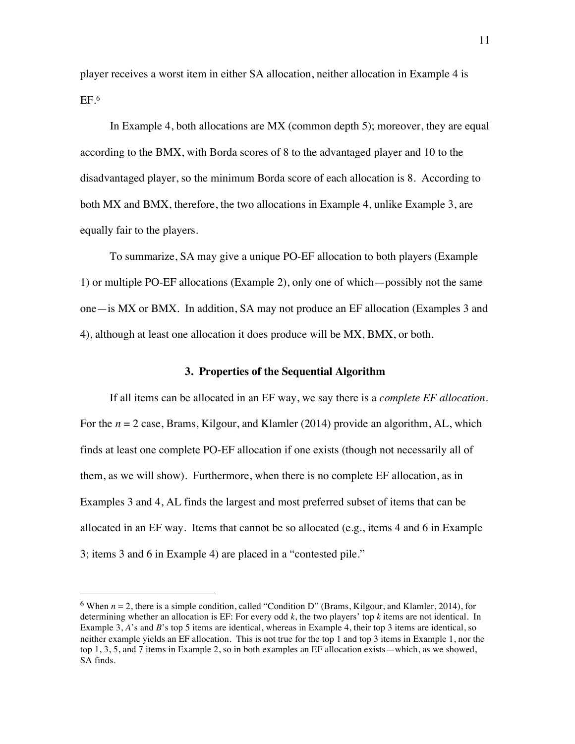player receives a worst item in either SA allocation, neither allocation in Example 4 is EF.[6]

In Example 4, both allocations are MX (common depth 5); moreover, they are equal according to the BMX, with Borda scores of 8 to the advantaged player and 10 to the disadvantaged player, so the minimum Borda score of each allocation is 8. According to both MX and BMX, therefore, the two allocations in Example 4, unlike Example 3, are equally fair to the players.

To summarize, SA may give a unique PO-EF allocation to both players (Example 1) or multiple PO-EF allocations (Example 2), only one of which—possibly not the same one—is MX or BMX. In addition, SA may not produce an EF allocation (Examples 3 and 4), although at least one allocation it does produce will be MX, BMX, or both.

### 3. Properties of the Sequential Algorithm

If all items can be allocated in an EF way, we say there is a *complete EF allocation*. For the $n = 2$ case, Brams, Kilgour, and Klamler (2014) provide an algorithm, AL, which finds at least one complete PO-EF allocation if one exists (though not necessarily all of them, as we will show). Furthermore, when there is no complete EF allocation, as in Examples 3 and 4, AL finds the largest and most preferred subset of items that can be allocated in an EF way. Items that cannot be so allocated (e.g., items 4 and 6 in Example 3; items 3 and 6 in Example 4) are placed in a "contested pile."

---

[6] When $n = 2$, there is a simple condition, called "Condition D" (Brams, Kilgour, and Klamler, 2014), for determining whether an allocation is EF: For every odd $k$, the two players' top $k$ items are not identical. In Example 3, $A$'s and $B$'s top 5 items are identical, whereas in Example 4, their top 3 items are identical, so neither example yields an EF allocation. This is not true for the top 1 and top 3 items in Example 1, nor the top 1, 3, 5, and 7 items in Example 2, so in both examples an EF allocation exists—which, as we showed, SA finds.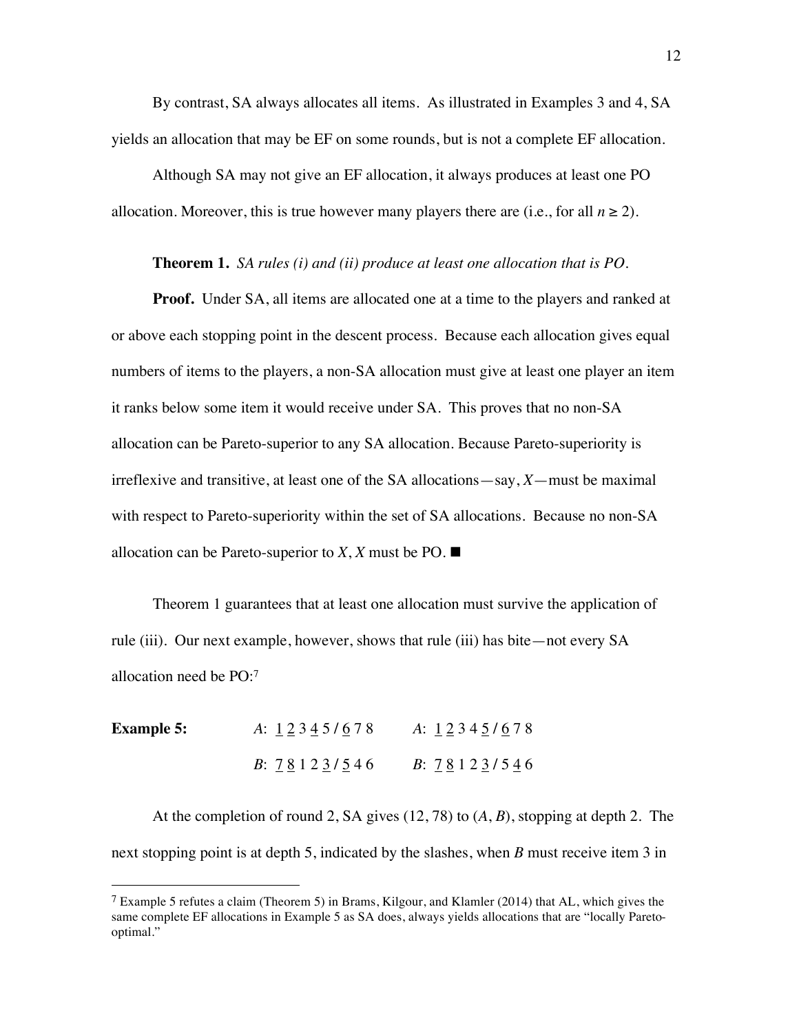By contrast, SA always allocates all items. As illustrated in Examples 3 and 4, SA yields an allocation that may be EF on some rounds, but is not a complete EF allocation.

Although SA may not give an EF allocation, it always produces at least one PO allocation. Moreover, this is true however many players there are (i.e., for all $n \geq 2$).

**Theorem 1.** *SA rules (i) and (ii) produce at least one allocation that is PO.*

**Proof.** Under SA, all items are allocated one at a time to the players and ranked at or above each stopping point in the descent process. Because each allocation gives equal numbers of items to the players, a non-SA allocation must give at least one player an item it ranks below some item it would receive under SA. This proves that no non-SA allocation can be Pareto-superior to any SA allocation. Because Pareto-superiority is irreflexive and transitive, at least one of the SA allocations—say, $X$—must be maximal with respect to Pareto-superiority within the set of SA allocations. Because no non-SA allocation can be Pareto-superior to $X$, $X$ must be PO. ■

Theorem 1 guarantees that at least one allocation must survive the application of rule (iii). Our next example, however, shows that rule (iii) has bite—not every SA allocation need be PO:[7]

| **Example 5:** | $A$: <u>1</u> <u>2</u> 3 <u>4</u> 5 / <u>6</u> 7 8 | $A$: <u>1</u> <u>2</u> 3 4 <u>5</u> / <u>6</u> 7 8 |
|---|---|---|
| | $B$: <u>7</u> <u>8</u> 1 2 <u>3</u> / <u>5</u> 4 6 | $B$: <u>7</u> <u>8</u> 1 2 <u>3</u> / 5 <u>4</u> 6 |

At the completion of round 2, SA gives (12, 78) to ($A$, $B$), stopping at depth 2. The next stopping point is at depth 5, indicated by the slashes, when $B$ must receive item 3 in

---

[7] Example 5 refutes a claim (Theorem 5) in Brams, Kilgour, and Klamler (2014) that AL, which gives the same complete EF allocations in Example 5 as SA does, always yields allocations that are "locally Pareto-optimal."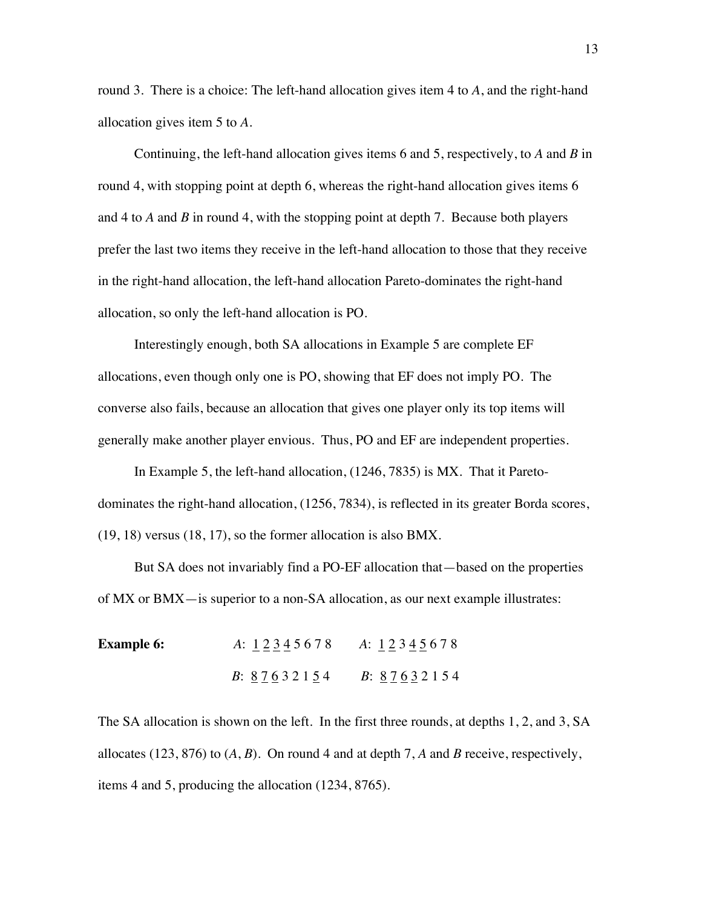round 3. There is a choice: The left-hand allocation gives item 4 to *A*, and the right-hand allocation gives item 5 to *A*.

Continuing, the left-hand allocation gives items 6 and 5, respectively, to *A* and *B* in round 4, with stopping point at depth 6, whereas the right-hand allocation gives items 6 and 4 to *A* and *B* in round 4, with the stopping point at depth 7. Because both players prefer the last two items they receive in the left-hand allocation to those that they receive in the right-hand allocation, the left-hand allocation Pareto-dominates the right-hand allocation, so only the left-hand allocation is PO.

Interestingly enough, both SA allocations in Example 5 are complete EF allocations, even though only one is PO, showing that EF does not imply PO. The converse also fails, because an allocation that gives one player only its top items will generally make another player envious. Thus, PO and EF are independent properties.

In Example 5, the left-hand allocation, (1246, 7835) is MX. That it Pareto-dominates the right-hand allocation, (1256, 7834), is reflected in its greater Borda scores, (19, 18) versus (18, 17), so the former allocation is also BMX.

But SA does not invariably find a PO-EF allocation that—based on the properties of MX or BMX—is superior to a non-SA allocation, as our next example illustrates:

**Example 6:** *A*: <u>1</u> <u>2</u> <u>3</u> <u>4</u> 5 6 7 8 *A*: <u>1</u> <u>2</u> 3 <u>4</u> <u>5</u> 6 7 8

*B*: <u>8</u> <u>7</u> <u>6</u> 3 2 1 <u>5</u> 4 *B*: <u>8</u> <u>7</u> <u>6</u> <u>3</u> 2 1 5 4

The SA allocation is shown on the left. In the first three rounds, at depths 1, 2, and 3, SA allocates (123, 876) to (*A*, *B*). On round 4 and at depth 7, *A* and *B* receive, respectively, items 4 and 5, producing the allocation (1234, 8765).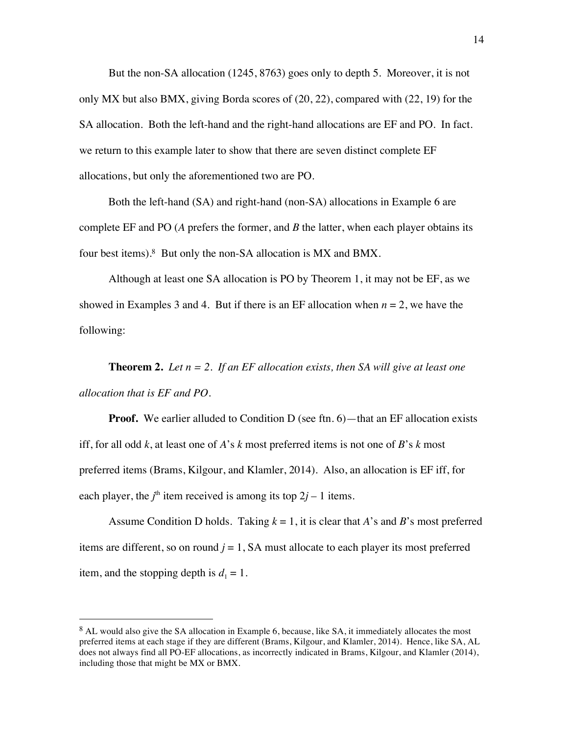But the non-SA allocation (1245, 8763) goes only to depth 5. Moreover, it is not only MX but also BMX, giving Borda scores of (20, 22), compared with (22, 19) for the SA allocation. Both the left-hand and the right-hand allocations are EF and PO. In fact. we return to this example later to show that there are seven distinct complete EF allocations, but only the aforementioned two are PO.

Both the left-hand (SA) and right-hand (non-SA) allocations in Example 6 are complete EF and PO (*A* prefers the former, and *B* the latter, when each player obtains its four best items).[8] But only the non-SA allocation is MX and BMX.

Although at least one SA allocation is PO by Theorem 1, it may not be EF, as we showed in Examples 3 and 4. But if there is an EF allocation when $n = 2$, we have the following:

**Theorem 2.** *Let $n = 2$. If an EF allocation exists, then SA will give at least one allocation that is EF and PO.*

**Proof.** We earlier alluded to Condition D (see ftn. 6)—that an EF allocation exists iff, for all odd $k$, at least one of *A*'s $k$ most preferred items is not one of *B*'s $k$ most preferred items (Brams, Kilgour, and Klamler, 2014). Also, an allocation is EF iff, for each player, the $j^{\text{th}}$ item received is among its top $2j - 1$ items.

Assume Condition D holds. Taking $k = 1$, it is clear that *A*'s and *B*'s most preferred items are different, so on round $j = 1$, SA must allocate to each player its most preferred item, and the stopping depth is $d_1 = 1$.

---

[8] AL would also give the SA allocation in Example 6, because, like SA, it immediately allocates the most preferred items at each stage if they are different (Brams, Kilgour, and Klamler, 2014). Hence, like SA, AL does not always find all PO-EF allocations, as incorrectly indicated in Brams, Kilgour, and Klamler (2014), including those that might be MX or BMX.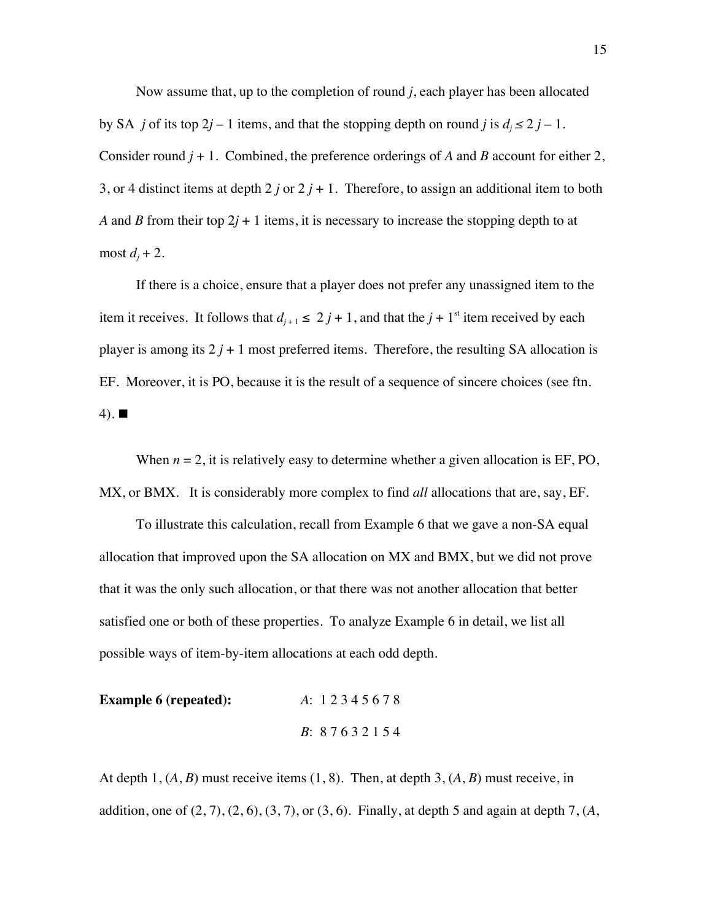Now assume that, up to the completion of round $j$, each player has been allocated by SA $j$ of its top $2j - 1$ items, and that the stopping depth on round $j$ is $d_j \leq 2j - 1$. Consider round $j + 1$. Combined, the preference orderings of $A$ and $B$ account for either 2, 3, or 4 distinct items at depth $2j$ or $2j + 1$. Therefore, to assign an additional item to both $A$ and $B$ from their top $2j + 1$ items, it is necessary to increase the stopping depth to at most $d_j + 2$.

If there is a choice, ensure that a player does not prefer any unassigned item to the item it receives. It follows that $d_{j+1} \leq 2j + 1$, and that the $j + 1^{st}$ item received by each player is among its $2j + 1$ most preferred items. Therefore, the resulting SA allocation is EF. Moreover, it is PO, because it is the result of a sequence of sincere choices (see ftn. 4). ■

When $n = 2$, it is relatively easy to determine whether a given allocation is EF, PO, MX, or BMX. It is considerably more complex to find *all* allocations that are, say, EF.

To illustrate this calculation, recall from Example 6 that we gave a non-SA equal allocation that improved upon the SA allocation on MX and BMX, but we did not prove that it was the only such allocation, or that there was not another allocation that better satisfied one or both of these properties. To analyze Example 6 in detail, we list all possible ways of item-by-item allocations at each odd depth.

**Example 6 (repeated):** *A*: 1 2 3 4 5 6 7 8

*B*: 8 7 6 3 2 1 5 4

At depth 1, ($A$, $B$) must receive items (1, 8). Then, at depth 3, ($A$, $B$) must receive, in addition, one of (2, 7), (2, 6), (3, 7), or (3, 6). Finally, at depth 5 and again at depth 7, ($A$,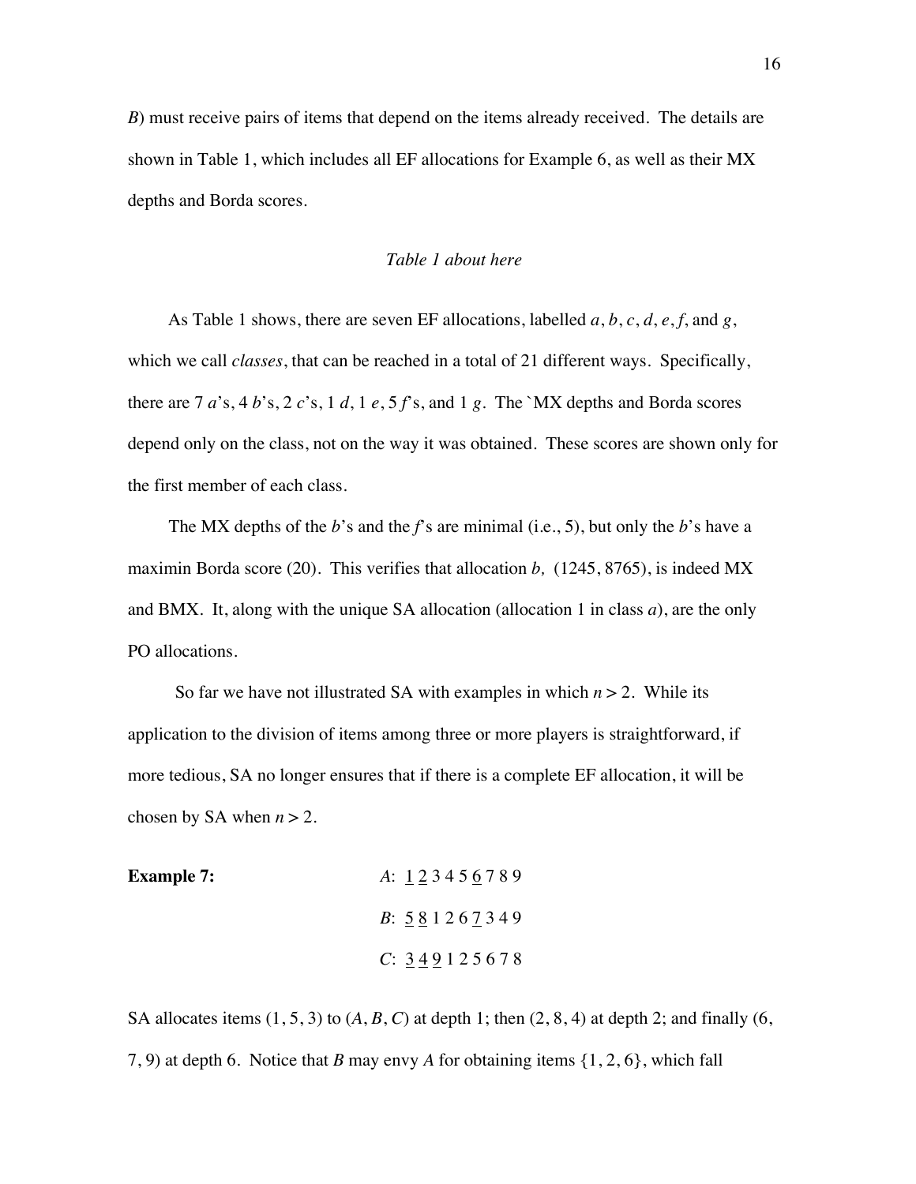*B*) must receive pairs of items that depend on the items already received. The details are shown in Table 1, which includes all EF allocations for Example 6, as well as their MX depths and Borda scores.

*Table 1 about here*

As Table 1 shows, there are seven EF allocations, labelled *a*, *b*, *c*, *d*, *e*, *f*, and *g*, which we call *classes*, that can be reached in a total of 21 different ways. Specifically, there are 7 *a*'s, 4 *b*'s, 2 *c*'s, 1 *d*, 1 *e*, 5 *f*'s, and 1 *g*. The `MX depths and Borda scores depend only on the class, not on the way it was obtained. These scores are shown only for the first member of each class.

The MX depths of the *b*'s and the *f*'s are minimal (i.e., 5), but only the *b*'s have a maximin Borda score (20). This verifies that allocation *b*, (1245, 8765), is indeed MX and BMX. It, along with the unique SA allocation (allocation 1 in class *a*), are the only PO allocations.

So far we have not illustrated SA with examples in which $n > 2$. While its application to the division of items among three or more players is straightforward, if more tedious, SA no longer ensures that if there is a complete EF allocation, it will be chosen by SA when $n > 2$.

**Example 7:**

*A*: $\underline{1}$ $\underline{2}$ 3 4 5 $\underline{6}$ 7 8 9

*B*: $\underline{5}$ $\underline{8}$ 1 2 6 $\underline{7}$ 3 4 9

*C*: $\underline{3}$ $\underline{4}$ $\underline{9}$ 1 2 5 6 7 8

SA allocates items (1, 5, 3) to (*A*, *B*, *C*) at depth 1; then (2, 8, 4) at depth 2; and finally (6, 7, 9) at depth 6. Notice that *B* may envy *A* for obtaining items {1, 2, 6}, which fall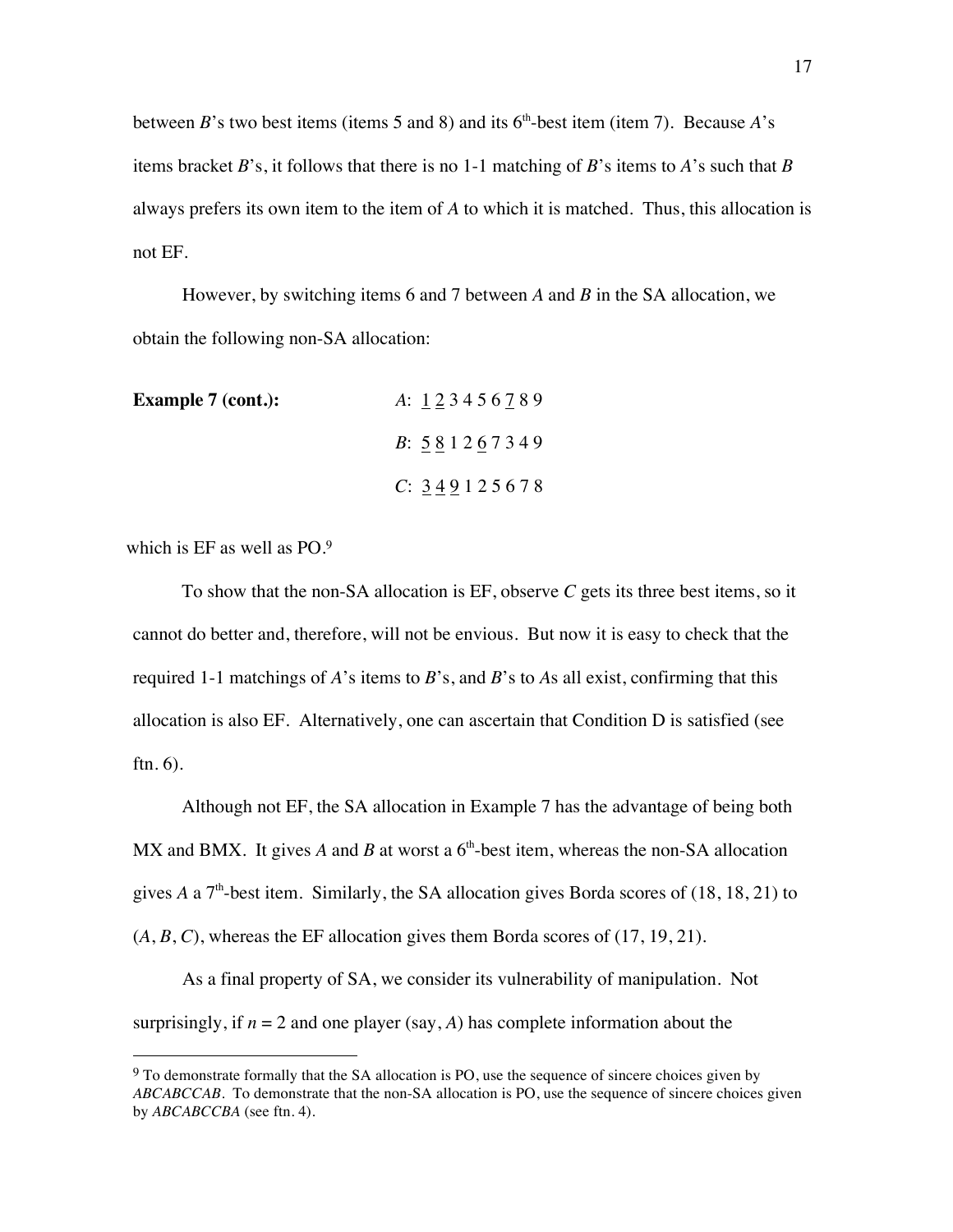between $B$'s two best items (items 5 and 8) and its $6^{th}$-best item (item 7). Because $A$'s items bracket $B$'s, it follows that there is no 1-1 matching of $B$'s items to $A$'s such that $B$ always prefers its own item to the item of $A$ to which it is matched. Thus, this allocation is not EF.

However, by switching items 6 and 7 between $A$ and $B$ in the SA allocation, we obtain the following non-SA allocation:

**Example 7 (cont.):**

$A$: <u>1</u> <u>2</u> 3 4 5 6 <u>7</u> 8 9

$B$: <u>5</u> <u>8</u> 1 2 <u>6</u> 7 3 4 9

$C$: <u>3</u> <u>4</u> <u>9</u> 1 2 5 6 7 8

which is EF as well as PO.[9]

To show that the non-SA allocation is EF, observe $C$ gets its three best items, so it cannot do better and, therefore, will not be envious. But now it is easy to check that the required 1-1 matchings of $A$'s items to $B$'s, and $B$'s to $A$s all exist, confirming that this allocation is also EF. Alternatively, one can ascertain that Condition D is satisfied (see ftn. 6).

Although not EF, the SA allocation in Example 7 has the advantage of being both MX and BMX. It gives $A$ and $B$ at worst a $6^{th}$-best item, whereas the non-SA allocation gives $A$ a $7^{th}$-best item. Similarly, the SA allocation gives Borda scores of (18, 18, 21) to ($A$, $B$, $C$), whereas the EF allocation gives them Borda scores of (17, 19, 21).

As a final property of SA, we consider its vulnerability of manipulation. Not surprisingly, if $n = 2$ and one player (say, $A$) has complete information about the

---

[9] To demonstrate formally that the SA allocation is PO, use the sequence of sincere choices given by *ABCABCCAB*. To demonstrate that the non-SA allocation is PO, use the sequence of sincere choices given by *ABCABCCBA* (see ftn. 4).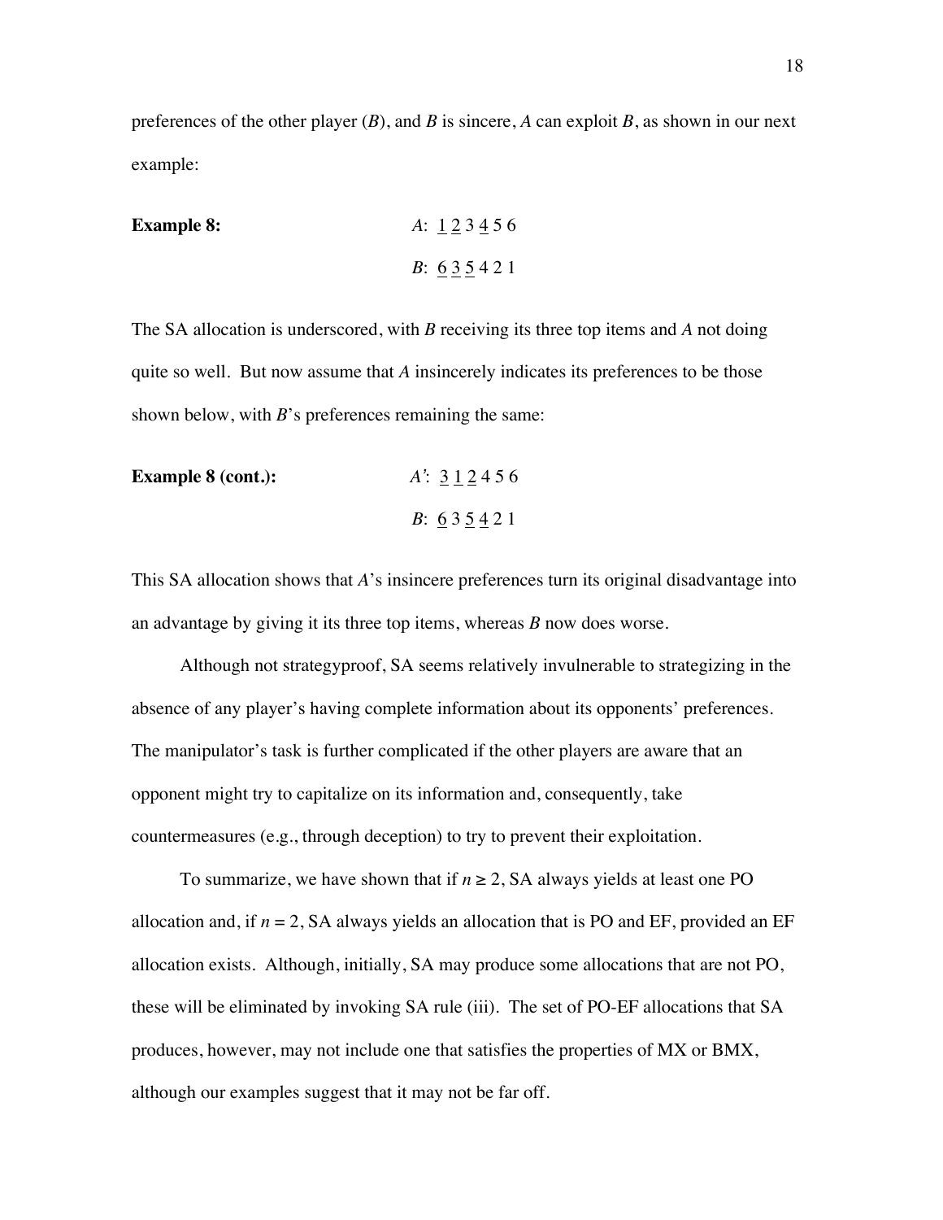preferences of the other player (*B*), and *B* is sincere, *A* can exploit *B*, as shown in our next example:

**Example 8:** *A*: <u>1</u> <u>2</u> 3 <u>4</u> 5 6

*B*: <u>6</u> <u>3</u> <u>5</u> 4 2 1

The SA allocation is underscored, with *B* receiving its three top items and *A* not doing quite so well. But now assume that *A* insincerely indicates its preferences to be those shown below, with *B*'s preferences remaining the same:

**Example 8 (cont.):** *A'*: <u>3</u> <u>1</u> <u>2</u> 4 5 6

*B*: <u>6</u> 3 <u>5</u> <u>4</u> 2 1

This SA allocation shows that *A*'s insincere preferences turn its original disadvantage into an advantage by giving it its three top items, whereas *B* now does worse.

Although not strategyproof, SA seems relatively invulnerable to strategizing in the absence of any player's having complete information about its opponents' preferences. The manipulator's task is further complicated if the other players are aware that an opponent might try to capitalize on its information and, consequently, take countermeasures (e.g., through deception) to try to prevent their exploitation.

To summarize, we have shown that if $n \geq 2$, SA always yields at least one PO allocation and, if $n = 2$, SA always yields an allocation that is PO and EF, provided an EF allocation exists. Although, initially, SA may produce some allocations that are not PO, these will be eliminated by invoking SA rule (iii). The set of PO-EF allocations that SA produces, however, may not include one that satisfies the properties of MX or BMX, although our examples suggest that it may not be far off.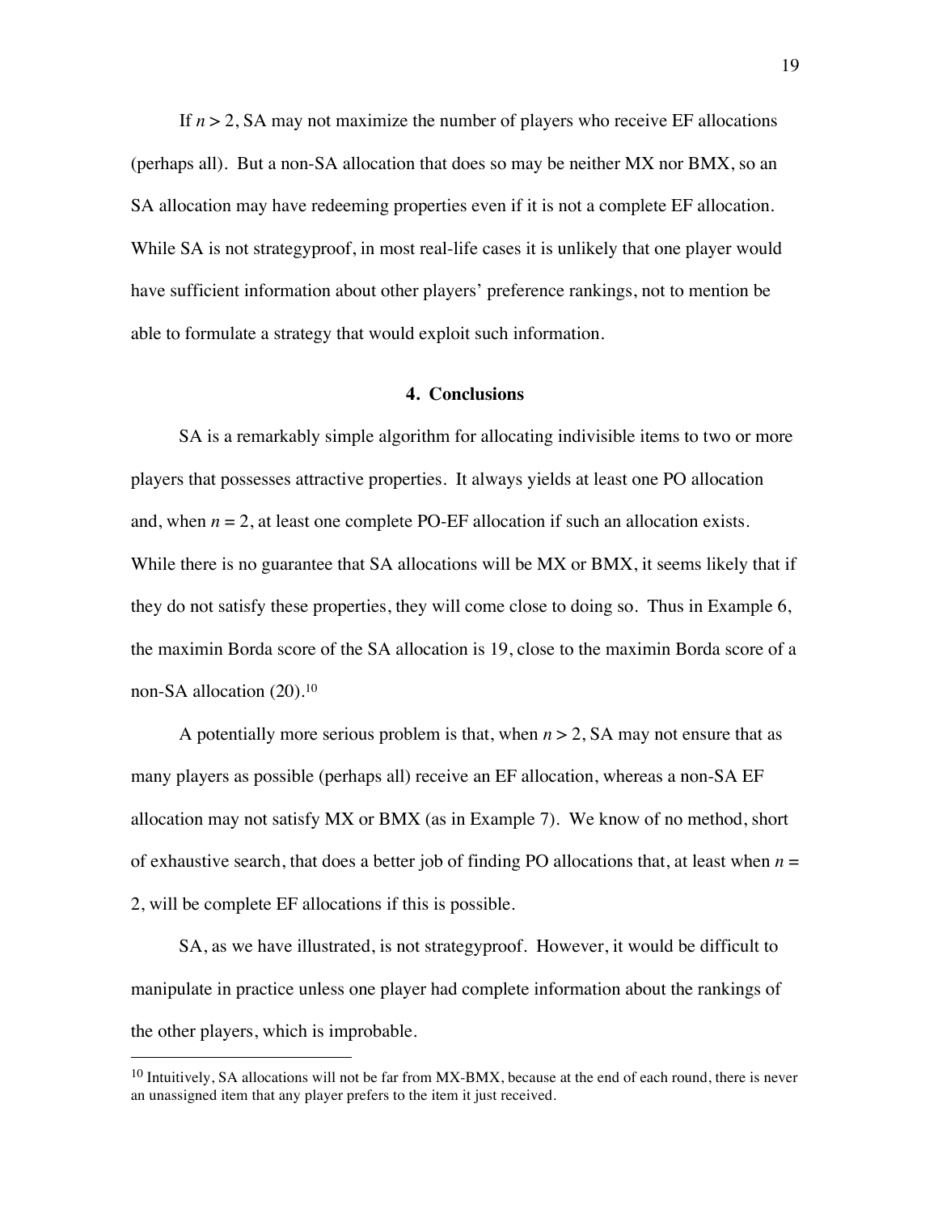If $n > 2$, SA may not maximize the number of players who receive EF allocations (perhaps all). But a non-SA allocation that does so may be neither MX nor BMX, so an SA allocation may have redeeming properties even if it is not a complete EF allocation. While SA is not strategyproof, in most real-life cases it is unlikely that one player would have sufficient information about other players' preference rankings, not to mention be able to formulate a strategy that would exploit such information.

## 4. Conclusions

SA is a remarkably simple algorithm for allocating indivisible items to two or more players that possesses attractive properties. It always yields at least one PO allocation and, when $n = 2$, at least one complete PO-EF allocation if such an allocation exists. While there is no guarantee that SA allocations will be MX or BMX, it seems likely that if they do not satisfy these properties, they will come close to doing so. Thus in Example 6, the maximin Borda score of the SA allocation is 19, close to the maximin Borda score of a non-SA allocation (20).[10]

A potentially more serious problem is that, when $n > 2$, SA may not ensure that as many players as possible (perhaps all) receive an EF allocation, whereas a non-SA EF allocation may not satisfy MX or BMX (as in Example 7). We know of no method, short of exhaustive search, that does a better job of finding PO allocations that, at least when $n = 2$, will be complete EF allocations if this is possible.

SA, as we have illustrated, is not strategyproof. However, it would be difficult to manipulate in practice unless one player had complete information about the rankings of the other players, which is improbable.

[10] Intuitively, SA allocations will not be far from MX-BMX, because at the end of each round, there is never an unassigned item that any player prefers to the item it just received.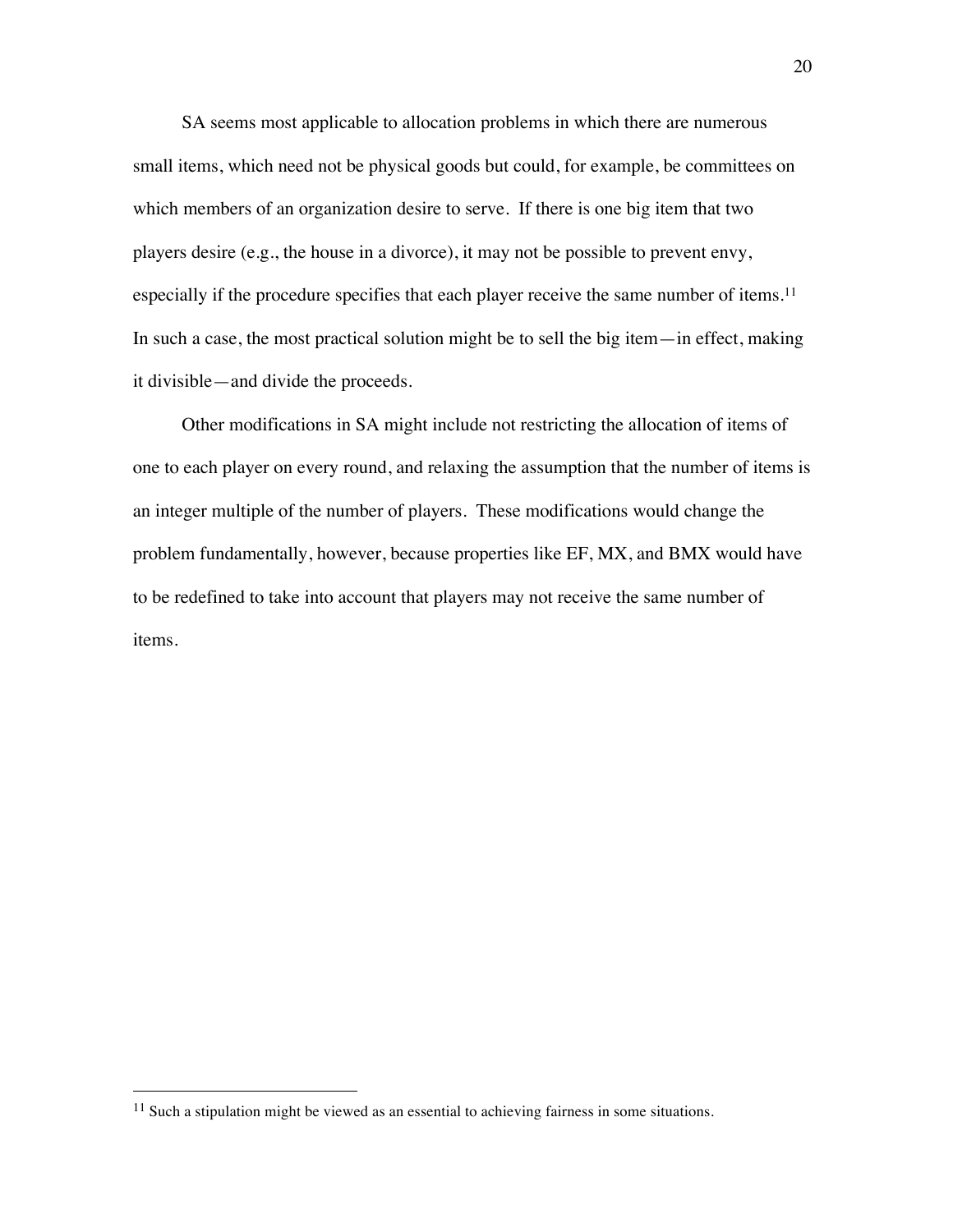SA seems most applicable to allocation problems in which there are numerous small items, which need not be physical goods but could, for example, be committees on which members of an organization desire to serve. If there is one big item that two players desire (e.g., the house in a divorce), it may not be possible to prevent envy, especially if the procedure specifies that each player receive the same number of items.[11] In such a case, the most practical solution might be to sell the big item—in effect, making it divisible—and divide the proceeds.

Other modifications in SA might include not restricting the allocation of items of one to each player on every round, and relaxing the assumption that the number of items is an integer multiple of the number of players. These modifications would change the problem fundamentally, however, because properties like EF, MX, and BMX would have to be redefined to take into account that players may not receive the same number of items.

---

[11] Such a stipulation might be viewed as an essential to achieving fairness in some situations.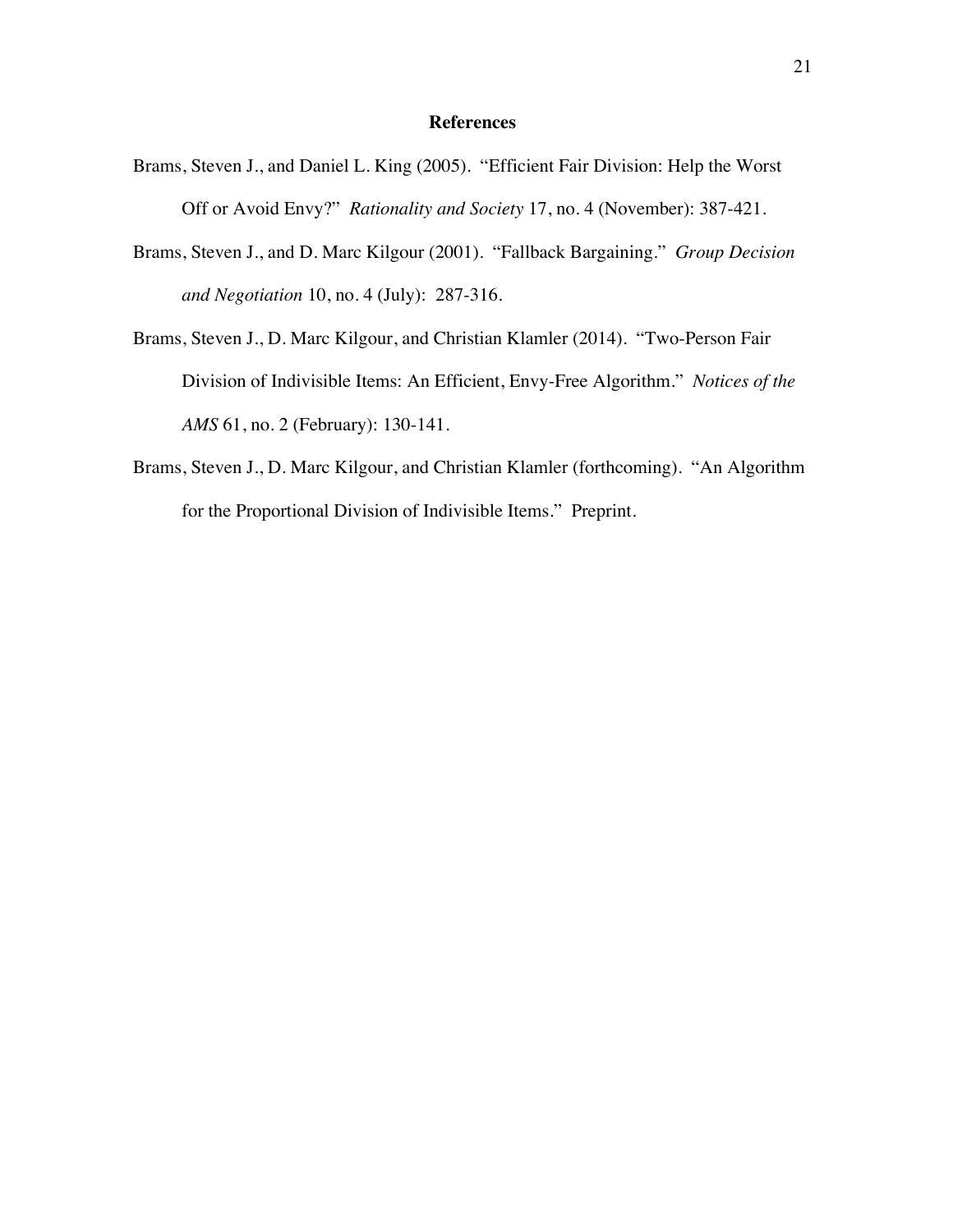## References

Brams, Steven J., and Daniel L. King (2005). "Efficient Fair Division: Help the Worst Off or Avoid Envy?" *Rationality and Society* 17, no. 4 (November): 387-421.

Brams, Steven J., and D. Marc Kilgour (2001). "Fallback Bargaining." *Group Decision and Negotiation* 10, no. 4 (July): 287-316.

Brams, Steven J., D. Marc Kilgour, and Christian Klamler (2014). "Two-Person Fair Division of Indivisible Items: An Efficient, Envy-Free Algorithm." *Notices of the AMS* 61, no. 2 (February): 130-141.

Brams, Steven J., D. Marc Kilgour, and Christian Klamler (forthcoming). "An Algorithm for the Proportional Division of Indivisible Items." Preprint.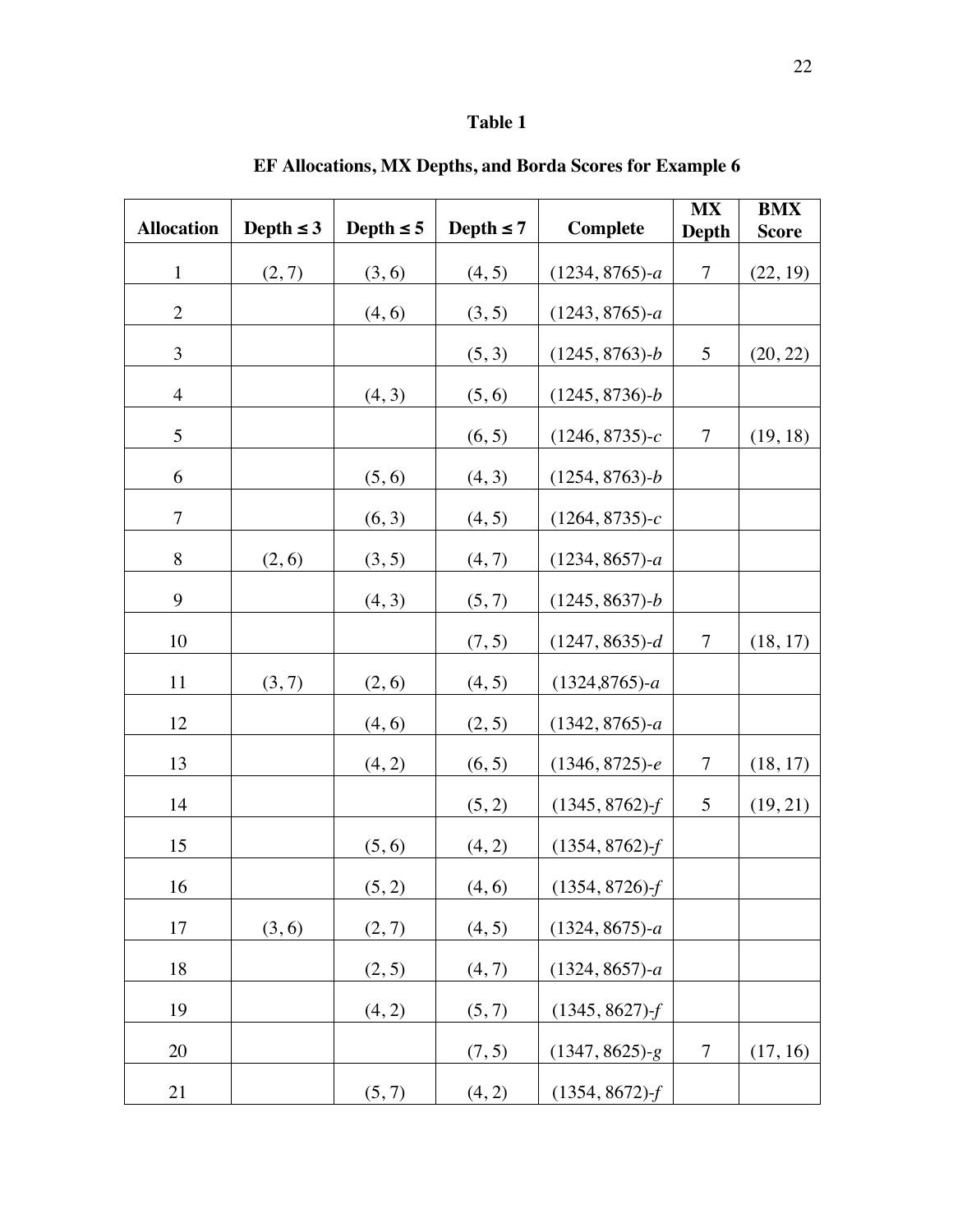**Table 1**

**EF Allocations, MX Depths, and Borda Scores for Example 6**

| Allocation | Depth ≤ 3 | Depth ≤ 5 | Depth ≤ 7 | Complete | MX Depth | BMX Score |
|---|---|---|---|---|---|---|
| 1 | (2, 7) | (3, 6) | (4, 5) | (1234, 8765)-*a* | 7 | (22, 19) |
| 2 | | (4, 6) | (3, 5) | (1243, 8765)-*a* | | |
| 3 | | | (5, 3) | (1245, 8763)-*b* | 5 | (20, 22) |
| 4 | | (4, 3) | (5, 6) | (1245, 8736)-*b* | | |
| 5 | | | (6, 5) | (1246, 8735)-*c* | 7 | (19, 18) |
| 6 | | (5, 6) | (4, 3) | (1254, 8763)-*b* | | |
| 7 | | (6, 3) | (4, 5) | (1264, 8735)-*c* | | |
| 8 | (2, 6) | (3, 5) | (4, 7) | (1234, 8657)-*a* | | |
| 9 | | (4, 3) | (5, 7) | (1245, 8637)-*b* | | |
| 10 | | | (7, 5) | (1247, 8635)-*d* | 7 | (18, 17) |
| 11 | (3, 7) | (2, 6) | (4, 5) | (1324,8765)-*a* | | |
| 12 | | (4, 6) | (2, 5) | (1342, 8765)-*a* | | |
| 13 | | (4, 2) | (6, 5) | (1346, 8725)-*e* | 7 | (18, 17) |
| 14 | | | (5, 2) | (1345, 8762)-*f* | 5 | (19, 21) |
| 15 | | (5, 6) | (4, 2) | (1354, 8762)-*f* | | |
| 16 | | (5, 2) | (4, 6) | (1354, 8726)-*f* | | |
| 17 | (3, 6) | (2, 7) | (4, 5) | (1324, 8675)-*a* | | |
| 18 | | (2, 5) | (4, 7) | (1324, 8657)-*a* | | |
| 19 | | (4, 2) | (5, 7) | (1345, 8627)-*f* | | |
| 20 | | | (7, 5) | (1347, 8625)-*g* | 7 | (17, 16) |
| 21 | | (5, 7) | (4, 2) | (1354, 8672)-*f* | | |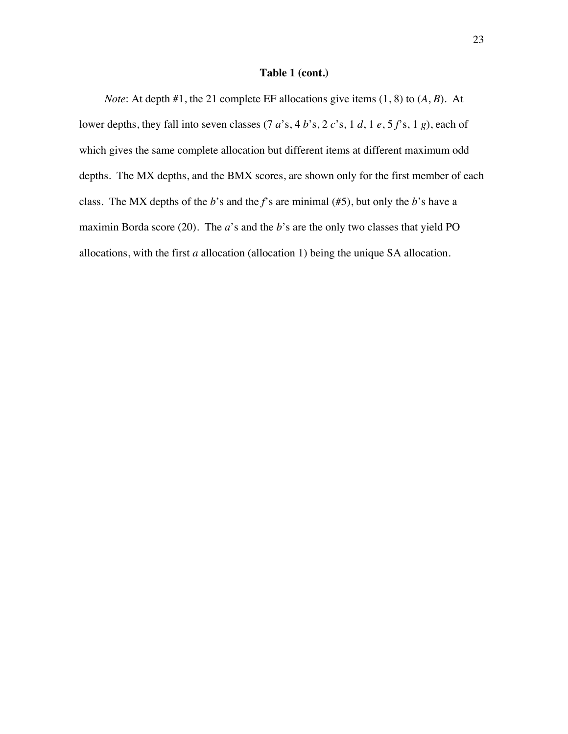**Table 1 (cont.)**

*Note*: At depth #1, the 21 complete EF allocations give items (1, 8) to (*A*, *B*). At lower depths, they fall into seven classes (7 *a*'s, 4 *b*'s, 2 *c*'s, 1 *d*, 1 *e*, 5 *f*'s, 1 *g*), each of which gives the same complete allocation but different items at different maximum odd depths. The MX depths, and the BMX scores, are shown only for the first member of each class. The MX depths of the *b*'s and the *f*'s are minimal (#5), but only the *b*'s have a maximin Borda score (20). The *a*'s and the *b*'s are the only two classes that yield PO allocations, with the first *a* allocation (allocation 1) being the unique SA allocation.